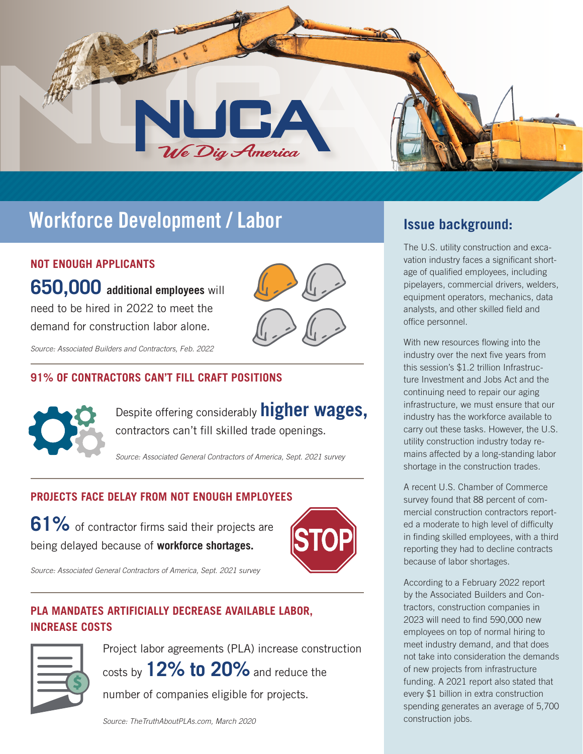# NUCA

*We Dig America*

## Workforce Development / Labor

### NOT ENOUGH APPLICANTS

**650,000 additional employees** will need to be hired in 2022 to meet the demand for construction labor alone.

*Source: Associated Builders and Contractors, Feb. 2022*

### 91% OF CONTRACTORS CAN'T FILL CRAFT POSITIONS

Despite offering considerably **higher wages,** contractors can't fill skilled trade openings.

*Source: Associated General Contractors of America, Sept. 2021 survey*

### PROJECTS FACE DELAY FROM NOT ENOUGH EMPLOYEES

**61%** of contractor firms said their projects are being delayed because of **workforce shortages.**

*Source: Associated General Contractors of America, Sept. 2021 survey*

### PLA MANDATES ARTIFICIALLY DECREASE AVAILABLE LABOR, INCREASE COSTS

Project labor agreements (PLA) increase construction costs by **12% to 20%** and reduce the number of companies eligible for projects.

*Source: TheTruthAboutPLAs.com, March 2020*

## Issue background:

The U.S. utility construction and excavation industry faces a significant shortage of qualified employees, including pipelayers, commercial drivers, welders, equipment operators, mechanics, data analysts, and other skilled field and office personnel.

With new resources flowing into the industry over the next five years from this session's $1.2 trillion Infrastructure Investment and Jobs Act and the continuing need to repair our aging infrastructure, we must ensure that our industry has the workforce available to carry out these tasks. However, the U.S. utility construction industry today remains affected by a long-standing labor shortage in the construction trades.

A recent U.S. Chamber of Commerce survey found that 88 percent of commercial construction contractors reported a moderate to high level of difficulty in finding skilled employees, with a third reporting they had to decline contracts because of labor shortages.

According to a February 2022 report by the Associated Builders and Contractors, construction companies in 2023 will need to find 590,000 new employees on top of normal hiring to meet industry demand, and that does not take into consideration the demands of new projects from infrastructure funding. A 2021 report also stated that every $1 billion in extra construction spending generates an average of 5,700 construction jobs.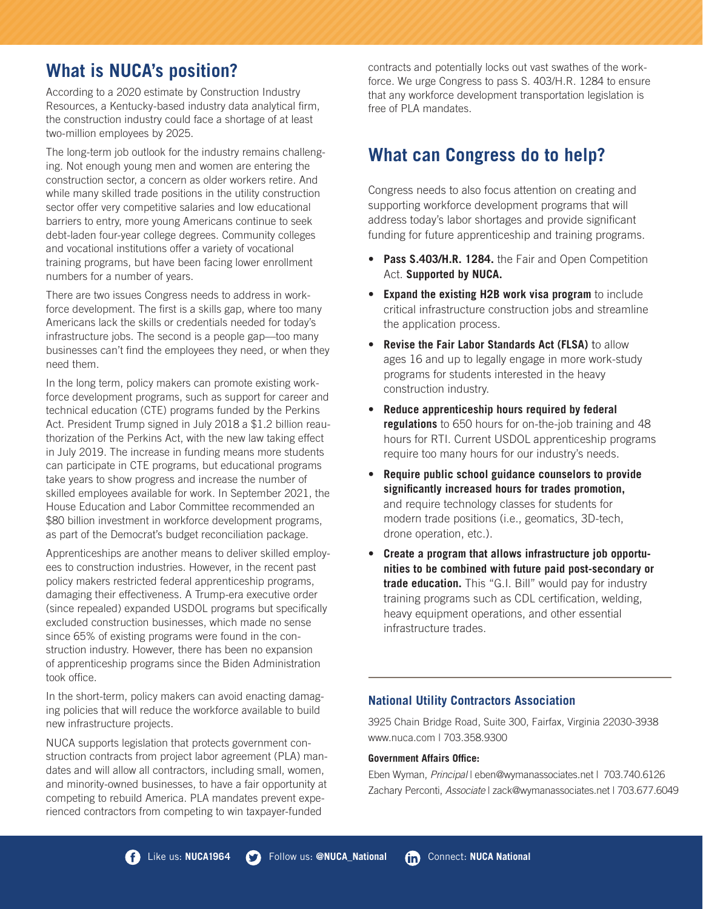## What is NUCA's position?

According to a 2020 estimate by Construction Industry Resources, a Kentucky-based industry data analytical firm, the construction industry could face a shortage of at least two-million employees by 2025.

The long-term job outlook for the industry remains challenging. Not enough young men and women are entering the construction sector, a concern as older workers retire. And while many skilled trade positions in the utility construction sector offer very competitive salaries and low educational barriers to entry, more young Americans continue to seek debt-laden four-year college degrees. Community colleges and vocational institutions offer a variety of vocational training programs, but have been facing lower enrollment numbers for a number of years.

There are two issues Congress needs to address in workforce development. The first is a skills gap, where too many Americans lack the skills or credentials needed for today's infrastructure jobs. The second is a people gap—too many businesses can't find the employees they need, or when they need them.

In the long term, policy makers can promote existing workforce development programs, such as support for career and technical education (CTE) programs funded by the Perkins Act. President Trump signed in July 2018 a $1.2 billion reauthorization of the Perkins Act, with the new law taking effect in July 2019. The increase in funding means more students can participate in CTE programs, but educational programs take years to show progress and increase the number of skilled employees available for work. In September 2021, the House Education and Labor Committee recommended an $80 billion investment in workforce development programs, as part of the Democrat's budget reconciliation package.

Apprenticeships are another means to deliver skilled employees to construction industries. However, in the recent past policy makers restricted federal apprenticeship programs, damaging their effectiveness. A Trump-era executive order (since repealed) expanded USDOL programs but specifically excluded construction businesses, which made no sense since 65% of existing programs were found in the construction industry. However, there has been no expansion of apprenticeship programs since the Biden Administration took office.

In the short-term, policy makers can avoid enacting damaging policies that will reduce the workforce available to build new infrastructure projects.

NUCA supports legislation that protects government construction contracts from project labor agreement (PLA) mandates and will allow all contractors, including small, women, and minority-owned businesses, to have a fair opportunity at competing to rebuild America. PLA mandates prevent experienced contractors from competing to win taxpayer-funded contracts and potentially locks out vast swathes of the workforce. We urge Congress to pass S. 403/H.R. 1284 to ensure that any workforce development transportation legislation is free of PLA mandates.

## What can Congress do to help?

Congress needs to also focus attention on creating and supporting workforce development programs that will address today's labor shortages and provide significant funding for future apprenticeship and training programs.

- **Pass S.403/H.R. 1284.** the Fair and Open Competition Act. **Supported by NUCA.**
- **Expand the existing H2B work visa program** to include critical infrastructure construction jobs and streamline the application process.
- **Revise the Fair Labor Standards Act (FLSA)** to allow ages 16 and up to legally engage in more work-study programs for students interested in the heavy construction industry.
- **Reduce apprenticeship hours required by federal regulations** to 650 hours for on-the-job training and 48 hours for RTI. Current USDOL apprenticeship programs require too many hours for our industry's needs.
- **Require public school guidance counselors to provide significantly increased hours for trades promotion,** and require technology classes for students for modern trade positions (i.e., geomatics, 3D-tech, drone operation, etc.).
- **Create a program that allows infrastructure job opportunities to be combined with future paid post-secondary or trade education.** This "G.I. Bill" would pay for industry training programs such as CDL certification, welding, heavy equipment operations, and other essential infrastructure trades.

---

### National Utility Contractors Association

3925 Chain Bridge Road, Suite 300, Fairfax, Virginia 22030-3938
www.nuca.com | 703.358.9300

**Government Affairs Office:**

Eben Wyman, *Principal* | eben@wymanassociates.net | 703.740.6126
Zachary Perconti, *Associate* | zack@wymanassociates.net | 703.677.6049

Like us: **NUCA1964** Follow us: **@NUCA_National** Connect: **NUCA National**